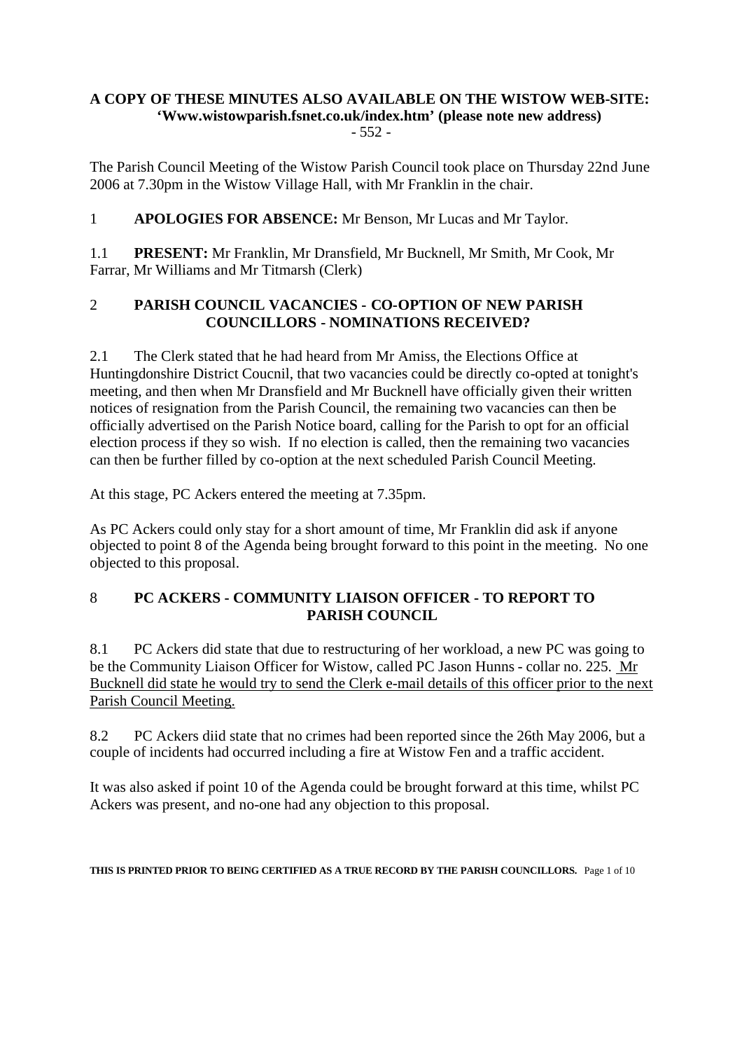**A COPY OF THESE MINUTES ALSO AVAILABLE ON THE WISTOW WEB-SITE: 'Www.wistowparish.fsnet.co.uk/index.htm' (please note new address)**

- 552 -

The Parish Council Meeting of the Wistow Parish Council took place on Thursday 22nd June 2006 at 7.30pm in the Wistow Village Hall, with Mr Franklin in the chair.

1 **APOLOGIES FOR ABSENCE:** Mr Benson, Mr Lucas and Mr Taylor.

1.1 **PRESENT:** Mr Franklin, Mr Dransfield, Mr Bucknell, Mr Smith, Mr Cook, Mr Farrar, Mr Williams and Mr Titmarsh (Clerk)

## 2 PARISH COUNCIL VACANCIES - CO-OPTION OF NEW PARISH COUNCILLORS - NOMINATIONS RECEIVED?

2.1 The Clerk stated that he had heard from Mr Amiss, the Elections Office at Huntingdonshire District Coucnil, that two vacancies could be directly co-opted at tonight's meeting, and then when Mr Dransfield and Mr Bucknell have officially given their written notices of resignation from the Parish Council, the remaining two vacancies can then be officially advertised on the Parish Notice board, calling for the Parish to opt for an official election process if they so wish. If no election is called, then the remaining two vacancies can then be further filled by co-option at the next scheduled Parish Council Meeting.

At this stage, PC Ackers entered the meeting at 7.35pm.

As PC Ackers could only stay for a short amount of time, Mr Franklin did ask if anyone objected to point 8 of the Agenda being brought forward to this point in the meeting. No one objected to this proposal.

## 8 PC ACKERS - COMMUNITY LIAISON OFFICER - TO REPORT TO PARISH COUNCIL

8.1 PC Ackers did state that due to restructuring of her workload, a new PC was going to be the Community Liaison Officer for Wistow, called PC Jason Hunns - collar no. 225. Mr Bucknell did state he would try to send the Clerk e-mail details of this officer prior to the next Parish Council Meeting.

8.2 PC Ackers diid state that no crimes had been reported since the 26th May 2006, but a couple of incidents had occurred including a fire at Wistow Fen and a traffic accident.

It was also asked if point 10 of the Agenda could be brought forward at this time, whilst PC Ackers was present, and no-one had any objection to this proposal.

**THIS IS PRINTED PRIOR TO BEING CERTIFIED AS A TRUE RECORD BY THE PARISH COUNCILLORS.**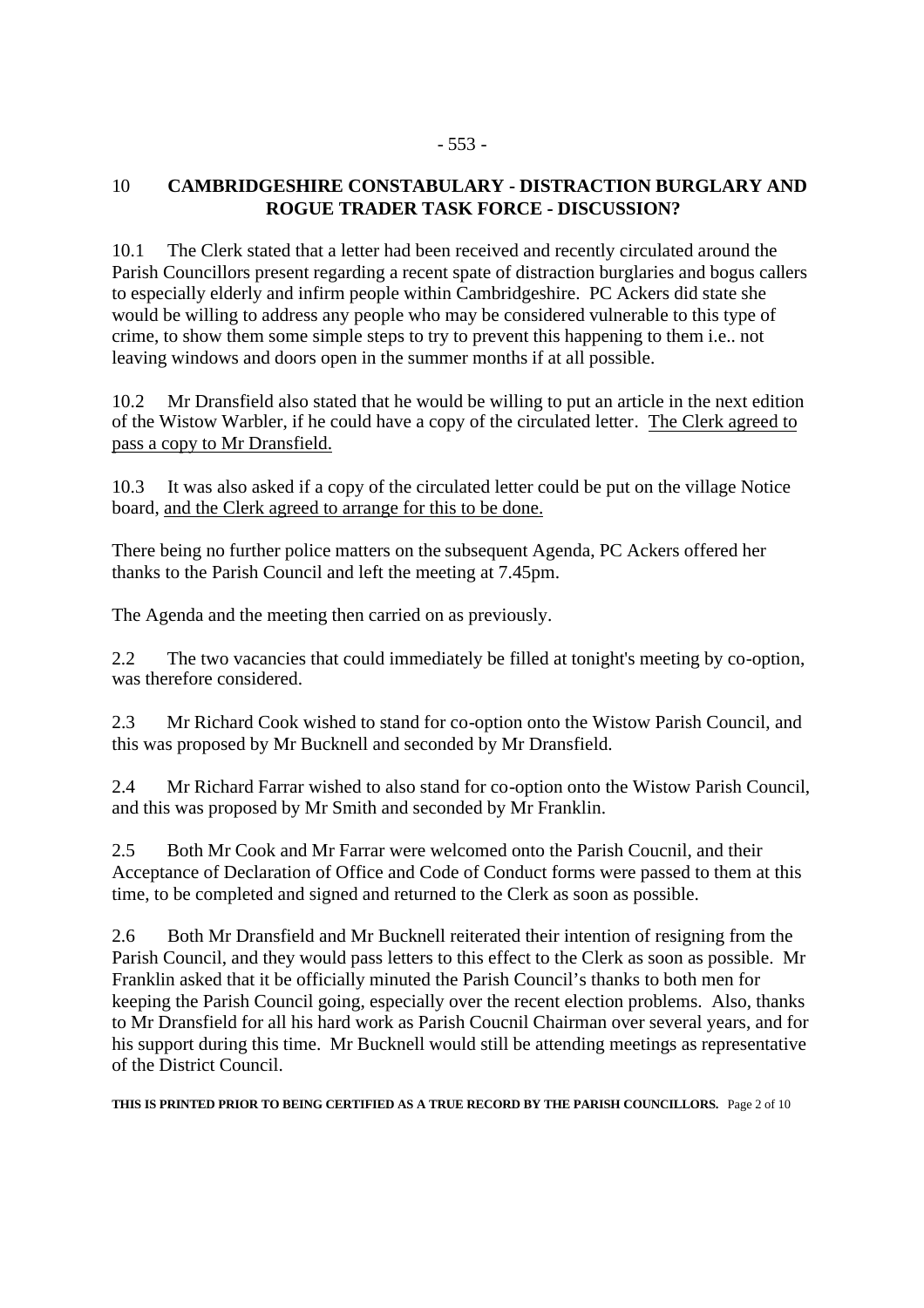## 10 CAMBRIDGESHIRE CONSTABULARY - DISTRACTION BURGLARY AND ROGUE TRADER TASK FORCE - DISCUSSION?

10.1 The Clerk stated that a letter had been received and recently circulated around the Parish Councillors present regarding a recent spate of distraction burglaries and bogus callers to especially elderly and infirm people within Cambridgeshire. PC Ackers did state she would be willing to address any people who may be considered vulnerable to this type of crime, to show them some simple steps to try to prevent this happening to them i.e.. not leaving windows and doors open in the summer months if at all possible.

10.2 Mr Dransfield also stated that he would be willing to put an article in the next edition of the Wistow Warbler, if he could have a copy of the circulated letter. <u>The Clerk agreed to pass a copy to Mr Dransfield.</u>

10.3 It was also asked if a copy of the circulated letter could be put on the village Notice board, <u>and the Clerk agreed to arrange for this to be done.</u>

There being no further police matters on the subsequent Agenda, PC Ackers offered her thanks to the Parish Council and left the meeting at 7.45pm.

The Agenda and the meeting then carried on as previously.

2.2 The two vacancies that could immediately be filled at tonight's meeting by co-option, was therefore considered.

2.3 Mr Richard Cook wished to stand for co-option onto the Wistow Parish Council, and this was proposed by Mr Bucknell and seconded by Mr Dransfield.

2.4 Mr Richard Farrar wished to also stand for co-option onto the Wistow Parish Council, and this was proposed by Mr Smith and seconded by Mr Franklin.

2.5 Both Mr Cook and Mr Farrar were welcomed onto the Parish Coucnil, and their Acceptance of Declaration of Office and Code of Conduct forms were passed to them at this time, to be completed and signed and returned to the Clerk as soon as possible.

2.6 Both Mr Dransfield and Mr Bucknell reiterated their intention of resigning from the Parish Council, and they would pass letters to this effect to the Clerk as soon as possible. Mr Franklin asked that it be officially minuted the Parish Council's thanks to both men for keeping the Parish Council going, especially over the recent election problems. Also, thanks to Mr Dransfield for all his hard work as Parish Coucnil Chairman over several years, and for his support during this time. Mr Bucknell would still be attending meetings as representative of the District Council.

**THIS IS PRINTED PRIOR TO BEING CERTIFIED AS A TRUE RECORD BY THE PARISH COUNCILLORS.**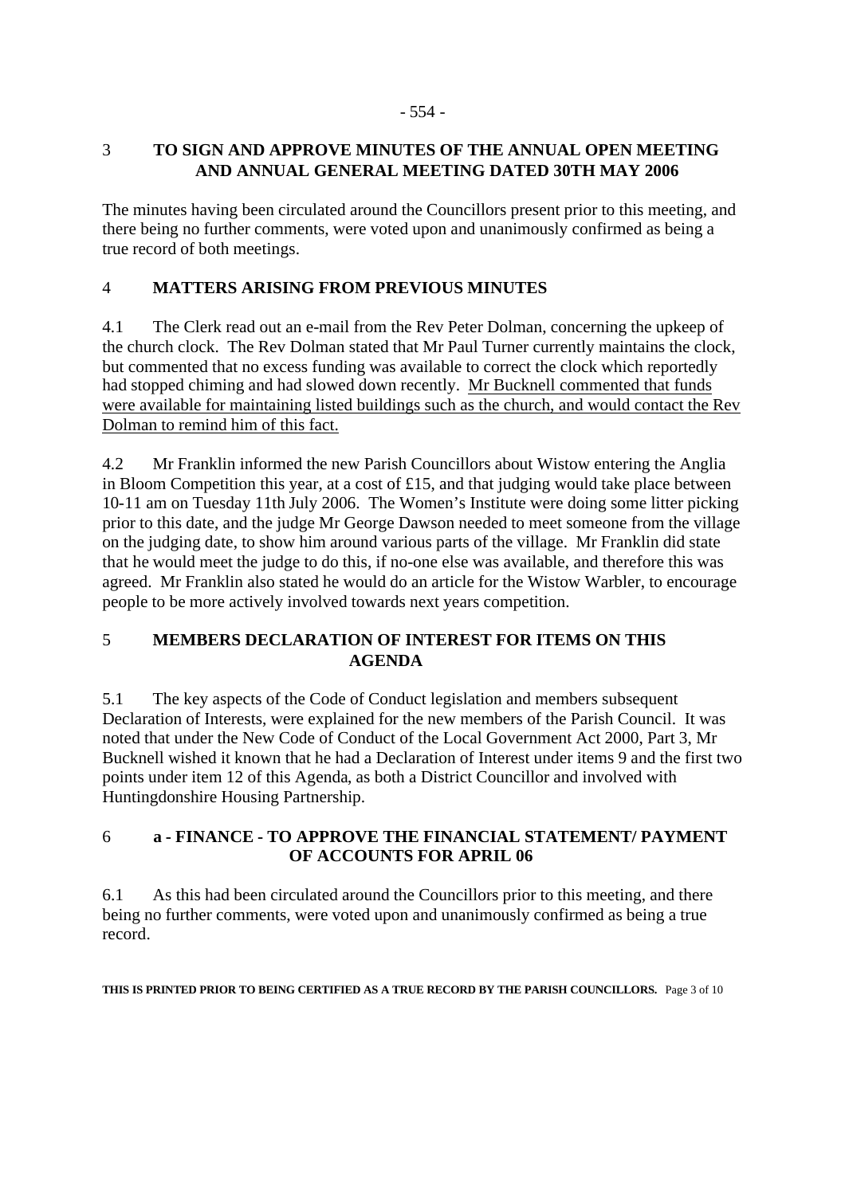## 3 TO SIGN AND APPROVE MINUTES OF THE ANNUAL OPEN MEETING AND ANNUAL GENERAL MEETING DATED 30TH MAY 2006

The minutes having been circulated around the Councillors present prior to this meeting, and there being no further comments, were voted upon and unanimously confirmed as being a true record of both meetings.

## 4 MATTERS ARISING FROM PREVIOUS MINUTES

4.1 The Clerk read out an e-mail from the Rev Peter Dolman, concerning the upkeep of the church clock. The Rev Dolman stated that Mr Paul Turner currently maintains the clock, but commented that no excess funding was available to correct the clock which reportedly had stopped chiming and had slowed down recently. <u>Mr Bucknell commented that funds were available for maintaining listed buildings such as the church, and would contact the Rev Dolman to remind him of this fact.</u>

4.2 Mr Franklin informed the new Parish Councillors about Wistow entering the Anglia in Bloom Competition this year, at a cost of £15, and that judging would take place between 10-11 am on Tuesday 11th July 2006. The Women's Institute were doing some litter picking prior to this date, and the judge Mr George Dawson needed to meet someone from the village on the judging date, to show him around various parts of the village. Mr Franklin did state that he would meet the judge to do this, if no-one else was available, and therefore this was agreed. Mr Franklin also stated he would do an article for the Wistow Warbler, to encourage people to be more actively involved towards next years competition.

## 5 MEMBERS DECLARATION OF INTEREST FOR ITEMS ON THIS AGENDA

5.1 The key aspects of the Code of Conduct legislation and members subsequent Declaration of Interests, were explained for the new members of the Parish Council. It was noted that under the New Code of Conduct of the Local Government Act 2000, Part 3, Mr Bucknell wished it known that he had a Declaration of Interest under items 9 and the first two points under item 12 of this Agenda, as both a District Councillor and involved with Huntingdonshire Housing Partnership.

## 6 a - FINANCE - TO APPROVE THE FINANCIAL STATEMENT/ PAYMENT OF ACCOUNTS FOR APRIL 06

6.1 As this had been circulated around the Councillors prior to this meeting, and there being no further comments, were voted upon and unanimously confirmed as being a true record.

**THIS IS PRINTED PRIOR TO BEING CERTIFIED AS A TRUE RECORD BY THE PARISH COUNCILLORS.**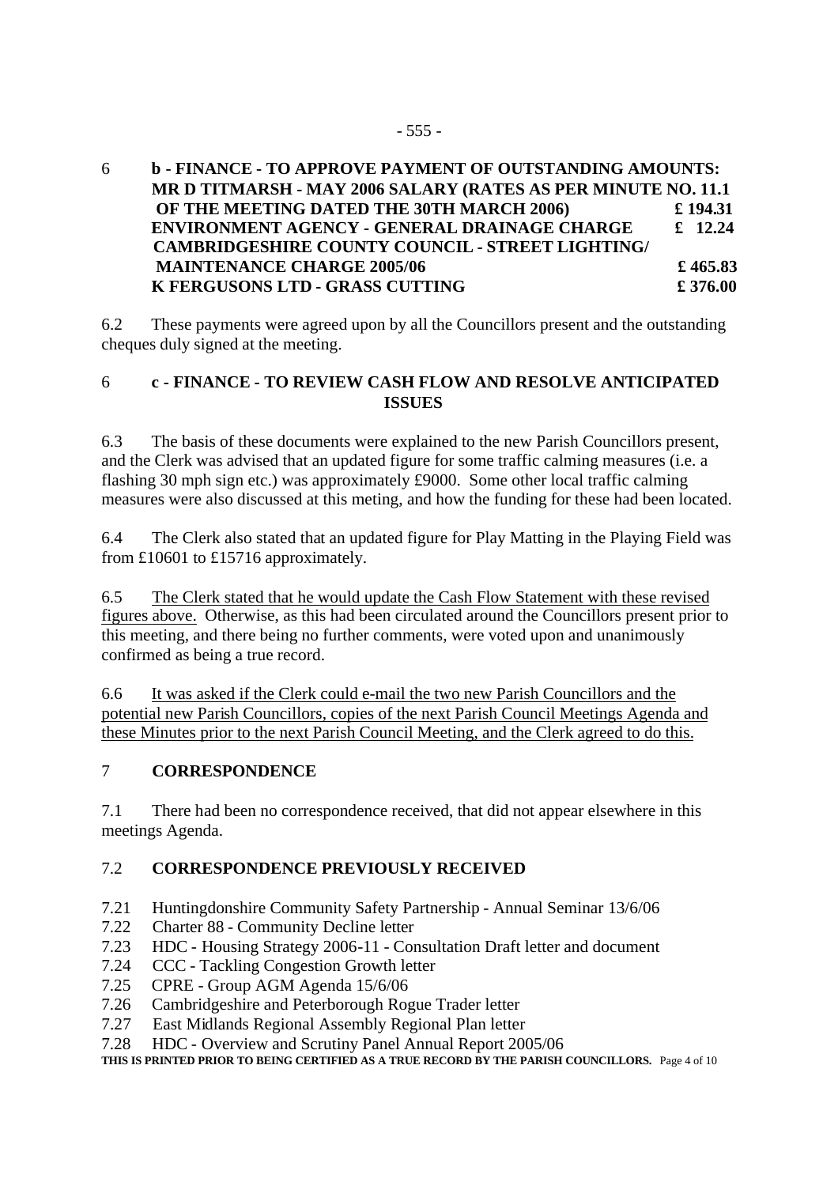**6 b - FINANCE - TO APPROVE PAYMENT OF OUTSTANDING AMOUNTS:**

| | |
|---|---|
| **MR D TITMARSH - MAY 2006 SALARY (RATES AS PER MINUTE NO. 11.1 OF THE MEETING DATED THE 30TH MARCH 2006)** | **£ 194.31** |
| **ENVIRONMENT AGENCY - GENERAL DRAINAGE CHARGE** | **£ 12.24** |
| **CAMBRIDGESHIRE COUNTY COUNCIL - STREET LIGHTING/ MAINTENANCE CHARGE 2005/06** | **£ 465.83** |
| **K FERGUSONS LTD - GRASS CUTTING** | **£ 376.00** |

6.2 These payments were agreed upon by all the Councillors present and the outstanding cheques duly signed at the meeting.

**6 c - FINANCE - TO REVIEW CASH FLOW AND RESOLVE ANTICIPATED ISSUES**

6.3 The basis of these documents were explained to the new Parish Councillors present, and the Clerk was advised that an updated figure for some traffic calming measures (i.e. a flashing 30 mph sign etc.) was approximately £9000. Some other local traffic calming measures were also discussed at this meting, and how the funding for these had been located.

6.4 The Clerk also stated that an updated figure for Play Matting in the Playing Field was from £10601 to £15716 approximately.

6.5 <u>The Clerk stated that he would update the Cash Flow Statement with these revised figures above.</u> Otherwise, as this had been circulated around the Councillors present prior to this meeting, and there being no further comments, were voted upon and unanimously confirmed as being a true record.

6.6 <u>It was asked if the Clerk could e-mail the two new Parish Councillors and the potential new Parish Councillors, copies of the next Parish Council Meetings Agenda and these Minutes prior to the next Parish Council Meeting, and the Clerk agreed to do this.</u>

**7 CORRESPONDENCE**

7.1 There had been no correspondence received, that did not appear elsewhere in this meetings Agenda.

**7.2 CORRESPONDENCE PREVIOUSLY RECEIVED**

7.21 Huntingdonshire Community Safety Partnership - Annual Seminar 13/6/06
7.22 Charter 88 - Community Decline letter
7.23 HDC - Housing Strategy 2006-11 - Consultation Draft letter and document
7.24 CCC - Tackling Congestion Growth letter
7.25 CPRE - Group AGM Agenda 15/6/06
7.26 Cambridgeshire and Peterborough Rogue Trader letter
7.27 East Midlands Regional Assembly Regional Plan letter
7.28 HDC - Overview and Scrutiny Panel Annual Report 2005/06

**THIS IS PRINTED PRIOR TO BEING CERTIFIED AS A TRUE RECORD BY THE PARISH COUNCILLORS.**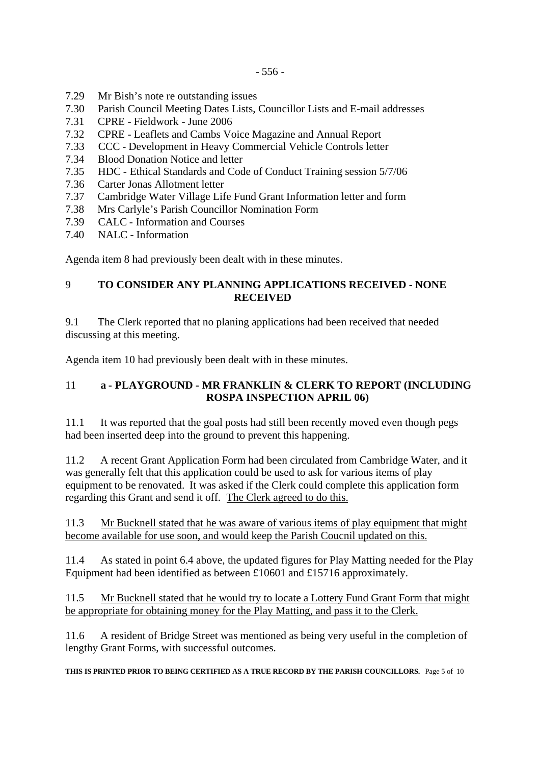7.29 Mr Bish's note re outstanding issues
7.30 Parish Council Meeting Dates Lists, Councillor Lists and E-mail addresses
7.31 CPRE - Fieldwork - June 2006
7.32 CPRE - Leaflets and Cambs Voice Magazine and Annual Report
7.33 CCC - Development in Heavy Commercial Vehicle Controls letter
7.34 Blood Donation Notice and letter
7.35 HDC - Ethical Standards and Code of Conduct Training session 5/7/06
7.36 Carter Jonas Allotment letter
7.37 Cambridge Water Village Life Fund Grant Information letter and form
7.38 Mrs Carlyle's Parish Councillor Nomination Form
7.39 CALC - Information and Courses
7.40 NALC - Information

Agenda item 8 had previously been dealt with in these minutes.

## 9 TO CONSIDER ANY PLANNING APPLICATIONS RECEIVED - NONE RECEIVED

9.1 The Clerk reported that no planing applications had been received that needed discussing at this meeting.

Agenda item 10 had previously been dealt with in these minutes.

## 11 a - PLAYGROUND - MR FRANKLIN & CLERK TO REPORT (INCLUDING ROSPA INSPECTION APRIL 06)

11.1 It was reported that the goal posts had still been recently moved even though pegs had been inserted deep into the ground to prevent this happening.

11.2 A recent Grant Application Form had been circulated from Cambridge Water, and it was generally felt that this application could be used to ask for various items of play equipment to be renovated. It was asked if the Clerk could complete this application form regarding this Grant and send it off. <u>The Clerk agreed to do this.</u>

11.3 <u>Mr Bucknell stated that he was aware of various items of play equipment that might become available for use soon, and would keep the Parish Coucnil updated on this.</u>

11.4 As stated in point 6.4 above, the updated figures for Play Matting needed for the Play Equipment had been identified as between £10601 and £15716 approximately.

11.5 <u>Mr Bucknell stated that he would try to locate a Lottery Fund Grant Form that might be appropriate for obtaining money for the Play Matting, and pass it to the Clerk.</u>

11.6 A resident of Bridge Street was mentioned as being very useful in the completion of lengthy Grant Forms, with successful outcomes.

**THIS IS PRINTED PRIOR TO BEING CERTIFIED AS A TRUE RECORD BY THE PARISH COUNCILLORS.**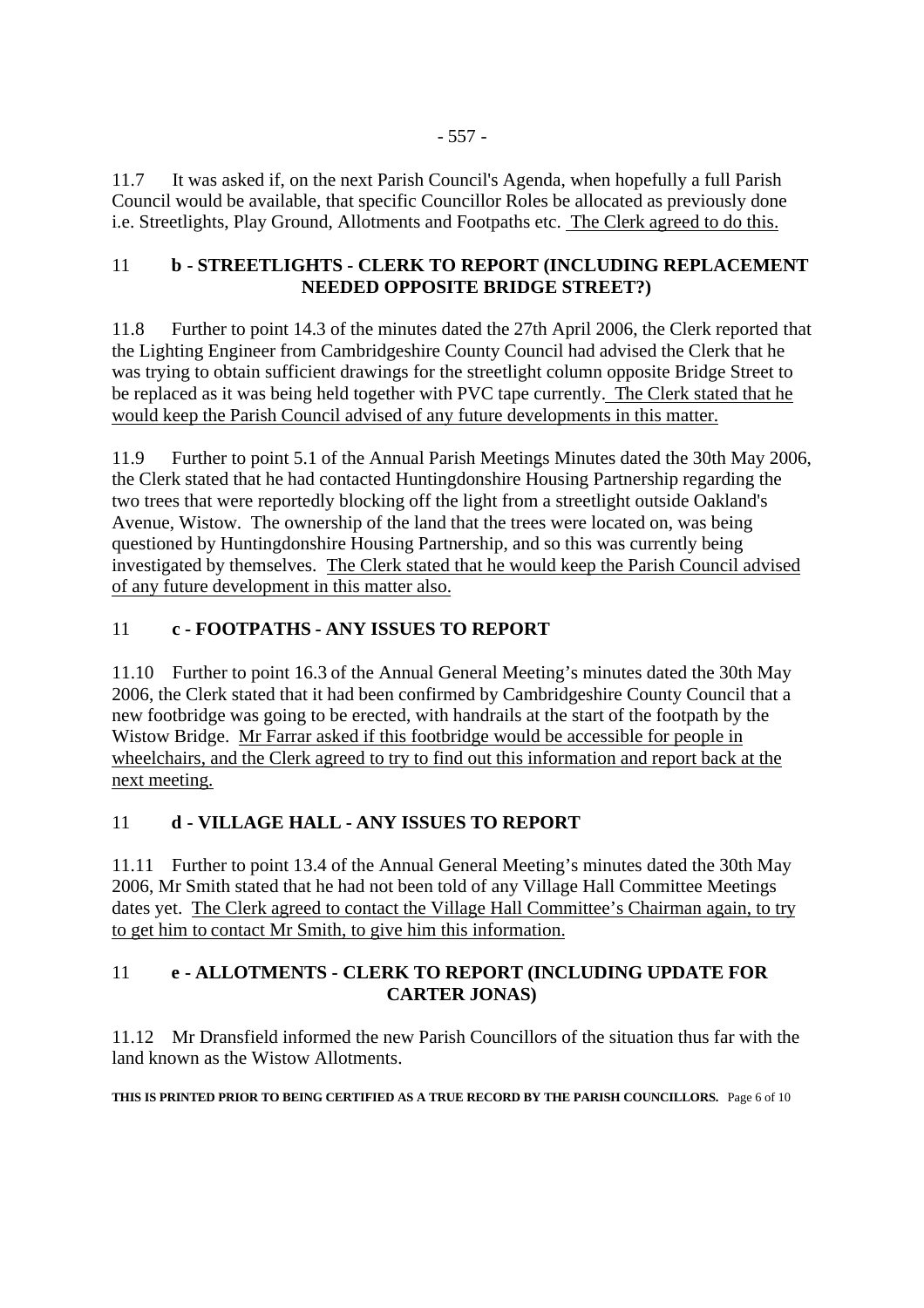11.7 It was asked if, on the next Parish Council's Agenda, when hopefully a full Parish Council would be available, that specific Councillor Roles be allocated as previously done i.e. Streetlights, Play Ground, Allotments and Footpaths etc. The Clerk agreed to do this.

### 11 b - STREETLIGHTS - CLERK TO REPORT (INCLUDING REPLACEMENT NEEDED OPPOSITE BRIDGE STREET?)

11.8 Further to point 14.3 of the minutes dated the 27th April 2006, the Clerk reported that the Lighting Engineer from Cambridgeshire County Council had advised the Clerk that he was trying to obtain sufficient drawings for the streetlight column opposite Bridge Street to be replaced as it was being held together with PVC tape currently. The Clerk stated that he would keep the Parish Council advised of any future developments in this matter.

11.9 Further to point 5.1 of the Annual Parish Meetings Minutes dated the 30th May 2006, the Clerk stated that he had contacted Huntingdonshire Housing Partnership regarding the two trees that were reportedly blocking off the light from a streetlight outside Oakland's Avenue, Wistow. The ownership of the land that the trees were located on, was being questioned by Huntingdonshire Housing Partnership, and so this was currently being investigated by themselves. The Clerk stated that he would keep the Parish Council advised of any future development in this matter also.

### 11 c - FOOTPATHS - ANY ISSUES TO REPORT

11.10 Further to point 16.3 of the Annual General Meeting's minutes dated the 30th May 2006, the Clerk stated that it had been confirmed by Cambridgeshire County Council that a new footbridge was going to be erected, with handrails at the start of the footpath by the Wistow Bridge. Mr Farrar asked if this footbridge would be accessible for people in wheelchairs, and the Clerk agreed to try to find out this information and report back at the next meeting.

### 11 d - VILLAGE HALL - ANY ISSUES TO REPORT

11.11 Further to point 13.4 of the Annual General Meeting's minutes dated the 30th May 2006, Mr Smith stated that he had not been told of any Village Hall Committee Meetings dates yet. The Clerk agreed to contact the Village Hall Committee's Chairman again, to try to get him to contact Mr Smith, to give him this information.

### 11 e - ALLOTMENTS - CLERK TO REPORT (INCLUDING UPDATE FOR CARTER JONAS)

11.12 Mr Dransfield informed the new Parish Councillors of the situation thus far with the land known as the Wistow Allotments.

**THIS IS PRINTED PRIOR TO BEING CERTIFIED AS A TRUE RECORD BY THE PARISH COUNCILLORS.**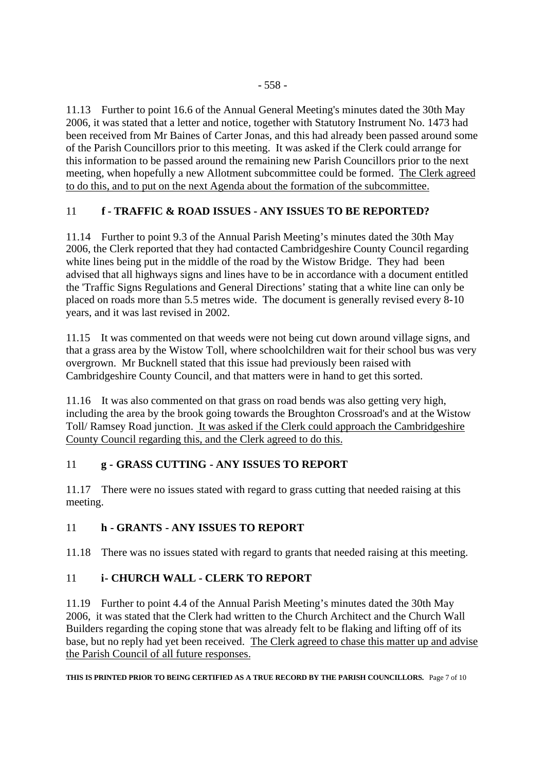11.13 Further to point 16.6 of the Annual General Meeting's minutes dated the 30th May 2006, it was stated that a letter and notice, together with Statutory Instrument No. 1473 had been received from Mr Baines of Carter Jonas, and this had already been passed around some of the Parish Councillors prior to this meeting. It was asked if the Clerk could arrange for this information to be passed around the remaining new Parish Councillors prior to the next meeting, when hopefully a new Allotment subcommittee could be formed. The Clerk agreed to do this, and to put on the next Agenda about the formation of the subcommittee.

## 11 f - TRAFFIC & ROAD ISSUES - ANY ISSUES TO BE REPORTED?

11.14 Further to point 9.3 of the Annual Parish Meeting's minutes dated the 30th May 2006, the Clerk reported that they had contacted Cambridgeshire County Council regarding white lines being put in the middle of the road by the Wistow Bridge. They had been advised that all highways signs and lines have to be in accordance with a document entitled the 'Traffic Signs Regulations and General Directions' stating that a white line can only be placed on roads more than 5.5 metres wide. The document is generally revised every 8-10 years, and it was last revised in 2002.

11.15 It was commented on that weeds were not being cut down around village signs, and that a grass area by the Wistow Toll, where schoolchildren wait for their school bus was very overgrown. Mr Bucknell stated that this issue had previously been raised with Cambridgeshire County Council, and that matters were in hand to get this sorted.

11.16 It was also commented on that grass on road bends was also getting very high, including the area by the brook going towards the Broughton Crossroad's and at the Wistow Toll/ Ramsey Road junction. It was asked if the Clerk could approach the Cambridgeshire County Council regarding this, and the Clerk agreed to do this.

## 11 g - GRASS CUTTING - ANY ISSUES TO REPORT

11.17 There were no issues stated with regard to grass cutting that needed raising at this meeting.

## 11 h - GRANTS - ANY ISSUES TO REPORT

11.18 There was no issues stated with regard to grants that needed raising at this meeting.

## 11 i- CHURCH WALL - CLERK TO REPORT

11.19 Further to point 4.4 of the Annual Parish Meeting's minutes dated the 30th May 2006, it was stated that the Clerk had written to the Church Architect and the Church Wall Builders regarding the coping stone that was already felt to be flaking and lifting off of its base, but no reply had yet been received. The Clerk agreed to chase this matter up and advise the Parish Council of all future responses.

**THIS IS PRINTED PRIOR TO BEING CERTIFIED AS A TRUE RECORD BY THE PARISH COUNCILLORS.**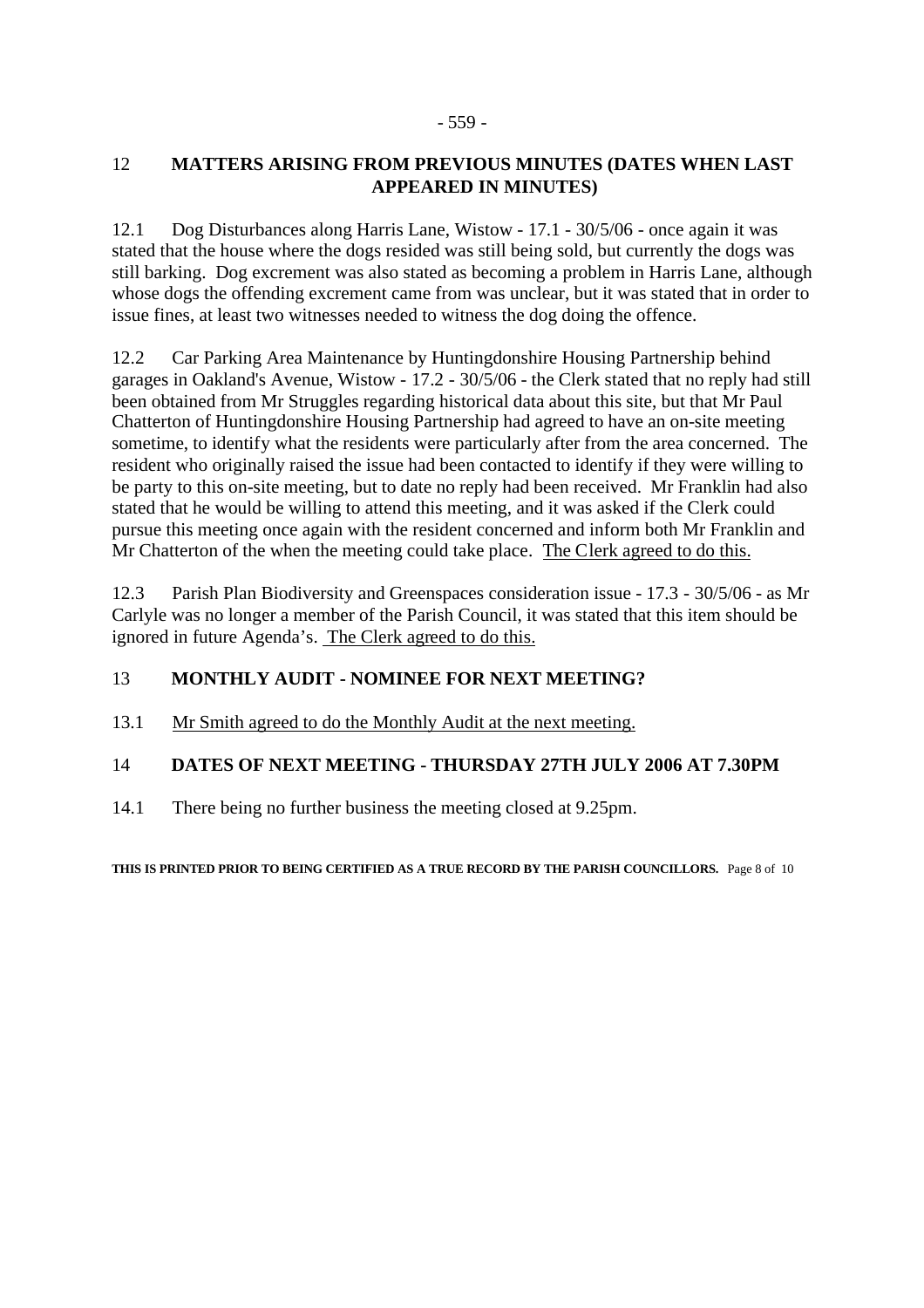## 12 MATTERS ARISING FROM PREVIOUS MINUTES (DATES WHEN LAST APPEARED IN MINUTES)

12.1 Dog Disturbances along Harris Lane, Wistow - 17.1 - 30/5/06 - once again it was stated that the house where the dogs resided was still being sold, but currently the dogs was still barking. Dog excrement was also stated as becoming a problem in Harris Lane, although whose dogs the offending excrement came from was unclear, but it was stated that in order to issue fines, at least two witnesses needed to witness the dog doing the offence.

12.2 Car Parking Area Maintenance by Huntingdonshire Housing Partnership behind garages in Oakland's Avenue, Wistow - 17.2 - 30/5/06 - the Clerk stated that no reply had still been obtained from Mr Struggles regarding historical data about this site, but that Mr Paul Chatterton of Huntingdonshire Housing Partnership had agreed to have an on-site meeting sometime, to identify what the residents were particularly after from the area concerned. The resident who originally raised the issue had been contacted to identify if they were willing to be party to this on-site meeting, but to date no reply had been received. Mr Franklin had also stated that he would be willing to attend this meeting, and it was asked if the Clerk could pursue this meeting once again with the resident concerned and inform both Mr Franklin and Mr Chatterton of the when the meeting could take place. <u>The Clerk agreed to do this.</u>

12.3 Parish Plan Biodiversity and Greenspaces consideration issue - 17.3 - 30/5/06 - as Mr Carlyle was no longer a member of the Parish Council, it was stated that this item should be ignored in future Agenda's. <u>The Clerk agreed to do this.</u>

## 13 MONTHLY AUDIT - NOMINEE FOR NEXT MEETING?

13.1 <u>Mr Smith agreed to do the Monthly Audit at the next meeting.</u>

## 14 DATES OF NEXT MEETING - THURSDAY 27TH JULY 2006 AT 7.30PM

14.1 There being no further business the meeting closed at 9.25pm.

**THIS IS PRINTED PRIOR TO BEING CERTIFIED AS A TRUE RECORD BY THE PARISH COUNCILLORS.**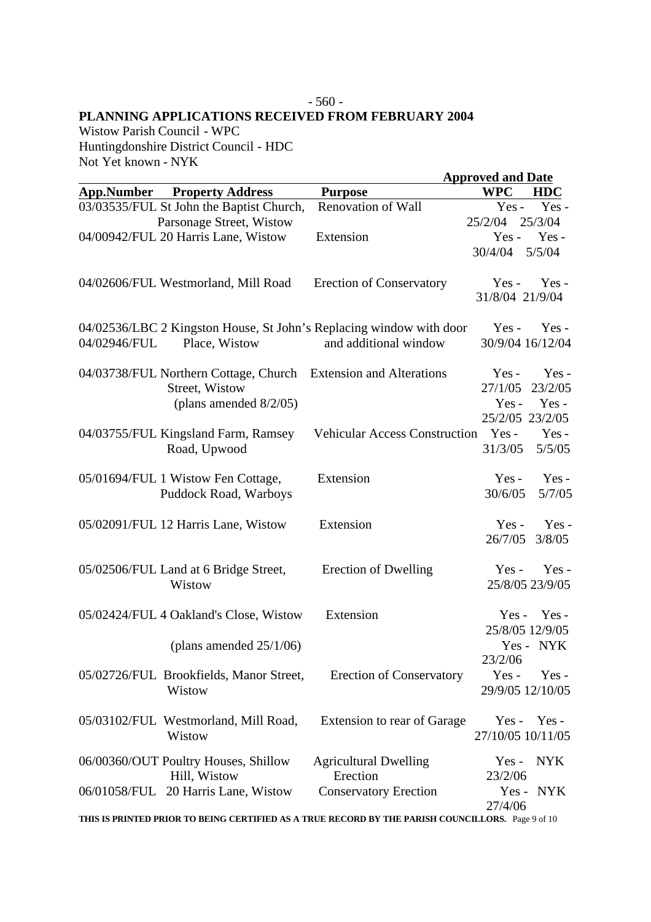## PLANNING APPLICATIONS RECEIVED FROM FEBRUARY 2004

Wistow Parish Council - WPC
Huntingdonshire District Council - HDC
Not Yet known - NYK

| App.Number | Property Address | Purpose | Approved and Date WPC | HDC |
|---|---|---|---|---|
| 03/03535/FUL | St John the Baptist Church, Parsonage Street, Wistow | Renovation of Wall | Yes - 25/2/04 | Yes - 25/3/04 |
| 04/00942/FUL | 20 Harris Lane, Wistow | Extension | Yes - 30/4/04 | Yes - 5/5/04 |
| 04/02606/FUL | Westmorland, Mill Road | Erection of Conservatory | Yes - 31/8/04 | Yes - 21/9/04 |
| 04/02536/LBC 04/02946/FUL | 2 Kingston House, St John's Place, Wistow | Replacing window with door and additional window | Yes - 30/9/04 | Yes - 16/12/04 |
| 04/03738/FUL | Northern Cottage, Church Street, Wistow | Extension and Alterations | Yes - 27/1/05 | Yes - 23/2/05 |
| | (plans amended 8/2/05) | | Yes - 25/2/05 | Yes - 23/2/05 |
| 04/03755/FUL | Kingsland Farm, Ramsey Road, Upwood | Vehicular Access Construction | Yes - 31/3/05 | Yes - 5/5/05 |
| 05/01694/FUL | 1 Wistow Fen Cottage, Puddock Road, Warboys | Extension | Yes - 30/6/05 | Yes - 5/7/05 |
| 05/02091/FUL | 12 Harris Lane, Wistow | Extension | Yes - 26/7/05 | Yes - 3/8/05 |
| 05/02506/FUL | Land at 6 Bridge Street, Wistow | Erection of Dwelling | Yes - 25/8/05 | Yes - 23/9/05 |
| 05/02424/FUL | 4 Oakland's Close, Wistow | Extension | Yes - 25/8/05 | Yes - 12/9/05 |
| | (plans amended 25/1/06) | | Yes - 23/2/06 | NYK |
| 05/02726/FUL | Brookfields, Manor Street, Wistow | Erection of Conservatory | Yes - 29/9/05 | Yes - 12/10/05 |
| 05/03102/FUL | Westmorland, Mill Road, Wistow | Extension to rear of Garage | Yes - 27/10/05 | Yes - 10/11/05 |
| 06/00360/OUT | Poultry Houses, Shillow Hill, Wistow | Agricultural Dwelling Erection | Yes - 23/2/06 | NYK |
| 06/01058/FUL | 20 Harris Lane, Wistow | Conservatory Erection | Yes - 27/4/06 | NYK |

**THIS IS PRINTED PRIOR TO BEING CERTIFIED AS A TRUE RECORD BY THE PARISH COUNCILLORS.**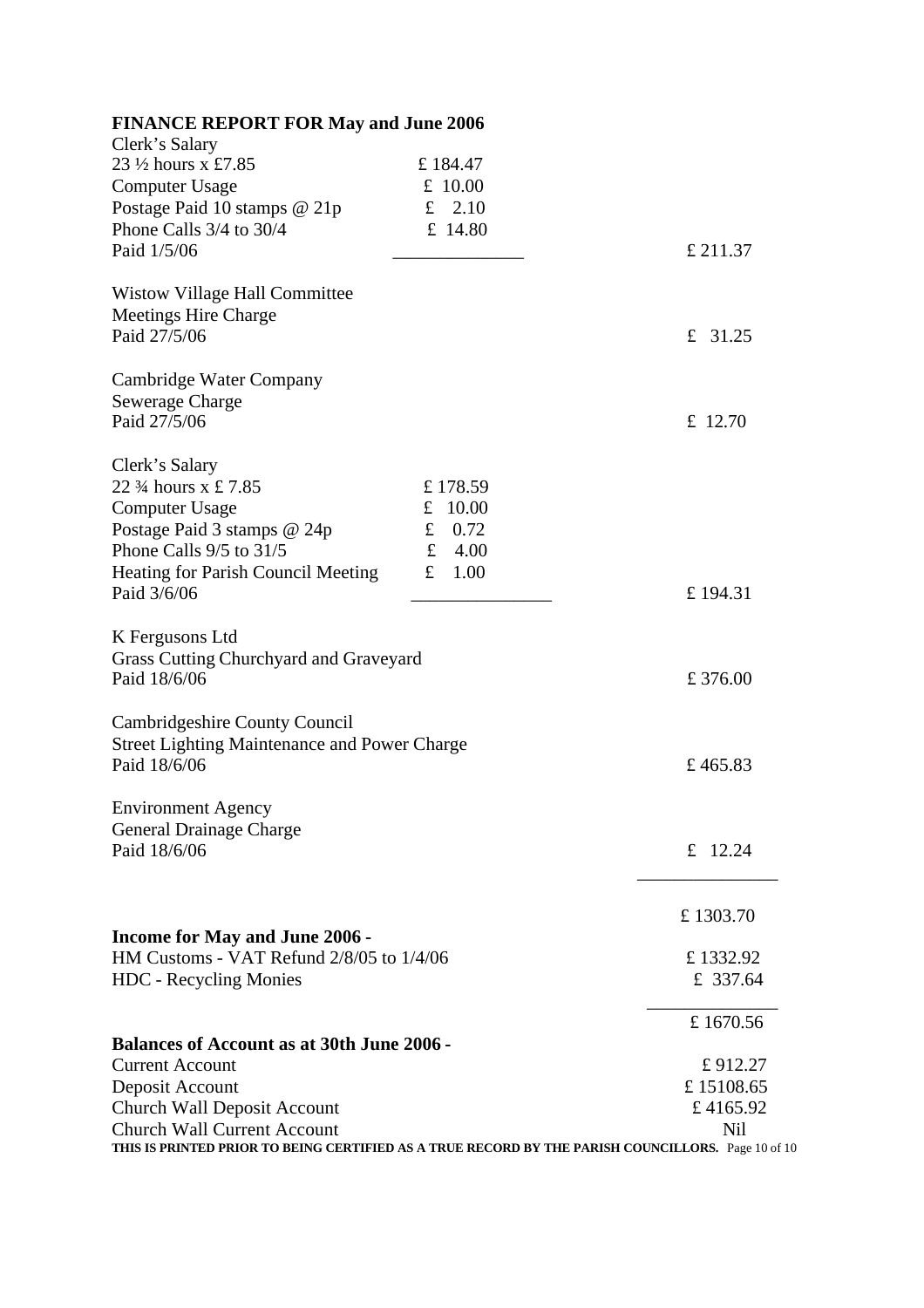**FINANCE REPORT FOR May and June 2006**

Clerk's Salary
23 ½ hours x £7.85 £ 184.47
Computer Usage £ 10.00
Postage Paid 10 stamps @ 21p £ 2.10
Phone Calls 3/4 to 30/4 £ 14.80
Paid 1/5/06 £ 211.37

Wistow Village Hall Committee
Meetings Hire Charge
Paid 27/5/06 £ 31.25

Cambridge Water Company
Sewerage Charge
Paid 27/5/06 £ 12.70

Clerk's Salary
22 ¾ hours x £ 7.85 £ 178.59
Computer Usage £ 10.00
Postage Paid 3 stamps @ 24p £ 0.72
Phone Calls 9/5 to 31/5 £ 4.00
Heating for Parish Council Meeting £ 1.00
Paid 3/6/06 £ 194.31

K Fergusons Ltd
Grass Cutting Churchyard and Graveyard
Paid 18/6/06 £ 376.00

Cambridgeshire County Council
Street Lighting Maintenance and Power Charge
Paid 18/6/06 £ 465.83

Environment Agency
General Drainage Charge
Paid 18/6/06 £ 12.24

£ 1303.70

**Income for May and June 2006 -**

HM Customs - VAT Refund 2/8/05 to 1/4/06 £ 1332.92
HDC - Recycling Monies £ 337.64

£ 1670.56

**Balances of Account as at 30th June 2006 -**

Current Account £ 912.27
Deposit Account £ 15108.65
Church Wall Deposit Account £ 4165.92
Church Wall Current Account Nil

**THIS IS PRINTED PRIOR TO BEING CERTIFIED AS A TRUE RECORD BY THE PARISH COUNCILLORS.**